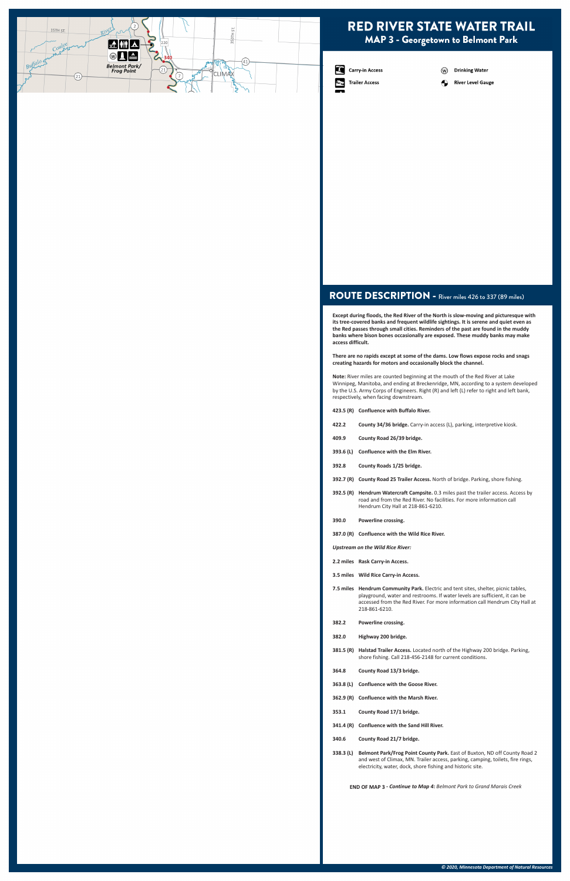# RED RIVER STATE WATER TRAIL

## MAP 3 - Georgetown to Belmont Park

Carry-in Access

Trailer Access

Drinking Water

River Level Gauge

## ROUTE DESCRIPTION - River miles 426 to 337 (89 miles)

**Except during floods, the Red River of the North is slow-moving and picturesque with its tree-covered banks and frequent wildlife sightings. It is serene and quiet even as the Red passes through small cities. Reminders of the past are found in the muddy banks where bison bones occasionally are exposed. These muddy banks may make access difficult.**

**There are no rapids except at some of the dams. Low flows expose rocks and snags creating hazards for motors and occasionally block the channel.**

**Note:** River miles are counted beginning at the mouth of the Red River at Lake Winnipeg, Manitoba, and ending at Breckenridge, MN, according to a system developed by the U.S. Army Corps of Engineers. Right (R) and left (L) refer to right and left bank, respectively, when facing downstream.

**423.5 (R)** **Confluence with Buffalo River.**

**422.2** **County 34/36 bridge.** Carry-in access (L), parking, interpretive kiosk.

**409.9** **County Road 26/39 bridge.**

**393.6 (L)** **Confluence with the Elm River.**

**392.8** **County Roads 1/25 bridge.**

**392.7 (R)** **County Road 25 Trailer Access.** North of bridge. Parking, shore fishing.

**392.5 (R)** **Hendrum Watercraft Campsite.** 0.3 miles past the trailer access. Access by road and from the Red River. No facilities. For more information call Hendrum City Hall at 218-861-6210.

**390.0** **Powerline crossing.**

**387.0 (R)** **Confluence with the Wild Rice River.**

***Upstream on the Wild Rice River:***

**2.2 miles** **Rask Carry-in Access.**

**3.5 miles** **Wild Rice Carry-in Access.**

**7.5 miles** **Hendrum Community Park.** Electric and tent sites, shelter, picnic tables, playground, water and restrooms. If water levels are sufficient, it can be accessed from the Red River. For more information call Hendrum City Hall at 218-861-6210.

**382.2** **Powerline crossing.**

**382.0** **Highway 200 bridge.**

**381.5 (R)** **Halstad Trailer Access.** Located north of the Highway 200 bridge. Parking, shore fishing. Call 218-456-2148 for current conditions.

**364.8** **County Road 13/3 bridge.**

**363.8 (L)** **Confluence with the Goose River.**

**362.9 (R)** **Confluence with the Marsh River.**

**353.1** **County Road 17/1 bridge.**

**341.4 (R)** **Confluence with the Sand Hill River.**

**340.6** **County Road 21/7 bridge.**

**338.3 (L)** **Belmont Park/Frog Point County Park.** East of Buxton, ND off County Road 2 and west of Climax, MN. Trailer access, parking, camping, toilets, fire rings, electricity, water, dock, shore fishing and historic site.

**END OF MAP 3 -** ***Continue to Map 4:*** *Belmont Park to Grand Marais Creek*

*© 2020, Minnesota Department of Natural Resources*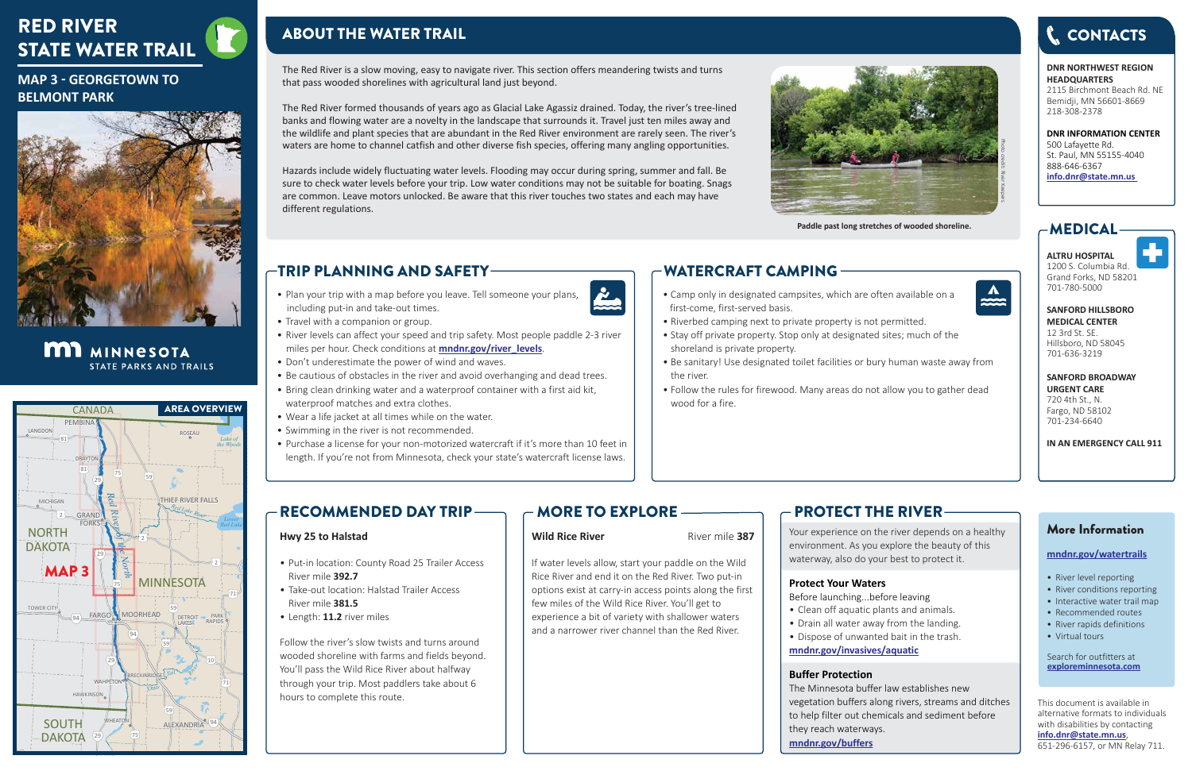# RED RIVER STATE WATER TRAIL

## MAP 3 - GEORGETOWN TO BELMONT PARK

MINNESOTA STATE PARKS AND TRAILS

AREA OVERVIEW

CANADA
PEMBINA
LANGDON
ROSEAU
Lake of the Woods
DRAYTON
MICHIGAN
GRAND FORKS
Red River of the North
THIEF RIVER FALLS
Red Lake River
Lower Red Lake
NORTH DAKOTA
MAP 3
MINNESOTA
TOWER CITY
FARGO
MOORHEAD
DETROIT LAKES
PARK RAPIDS
WAHPETON
BRECKINRIDGE
HAWKINSON
WHEATON
ALEXANDRIA
SOUTH DAKOTA

## ABOUT THE WATER TRAIL

The Red River is a slow moving, easy to navigate river. This section offers meandering twists and turns that pass wooded shorelines with agricultural land just beyond.

The Red River formed thousands of years ago as Glacial Lake Agassiz drained. Today, the river's tree-lined banks and flowing water are a novelty in the landscape that surrounds it. Travel just ten miles away and the wildlife and plant species that are abundant in the Red River environment are rarely seen. The river's waters are home to channel catfish and other diverse fish species, offering many angling opportunities.

Hazards include widely fluctuating water levels. Flooding may occur during spring, summer and fall. Be sure to check water levels before your trip. Low water conditions may not be suitable for boating. Snags are common. Leave motors unlocked. Be aware that this river touches two states and each may have different regulations.

Photo credit: River Keepers

Paddle past long stretches of wooded shoreline.

## CONTACTS

**DNR NORTHWEST REGION HEADQUARTERS**
2115 Birchmont Beach Rd. NE
Bemidji, MN 56601-8669
218-308-2378

**DNR INFORMATION CENTER**
500 Lafayette Rd.
St. Paul, MN 55155-4040
888-646-6367
info.dnr@state.mn.us

## MEDICAL

**ALTRU HOSPITAL**
1200 S. Columbia Rd.
Grand Forks, ND 58201
701-780-5000

**SANFORD HILLSBORO MEDICAL CENTER**
12 3rd St. SE.
Hillsboro, ND 58045
701-636-3219

**SANFORD BROADWAY URGENT CARE**
720 4th St., N.
Fargo, ND 58102
701-234-6640

**IN AN EMERGENCY CALL 911**

## TRIP PLANNING AND SAFETY

- Plan your trip with a map before you leave. Tell someone your plans, including put-in and take-out times.
- Travel with a companion or group.
- River levels can affect your speed and trip safety. Most people paddle 2-3 river miles per hour. Check conditions at mndnr.gov/river_levels.
- Don't underestimate the power of wind and waves.
- Be cautious of obstacles in the river and avoid overhanging and dead trees.
- Bring clean drinking water and a waterproof container with a first aid kit, waterproof matches and extra clothes.
- Wear a life jacket at all times while on the water.
- Swimming in the river is not recommended.
- Purchase a license for your non-motorized watercraft if it's more than 10 feet in length. If you're not from Minnesota, check your state's watercraft license laws.

## WATERCRAFT CAMPING

- Camp only in designated campsites, which are often available on a first-come, first-served basis.
- Riverbed camping next to private property is not permitted.
- Stay off private property. Stop only at designated sites; much of the shoreland is private property.
- Be sanitary! Use designated toilet facilities or bury human waste away from the river.
- Follow the rules for firewood. Many areas do not allow you to gather dead wood for a fire.

## RECOMMENDED DAY TRIP

### Hwy 25 to Halstad

- Put-in location: County Road 25 Trailer Access River mile **392.7**
- Take-out location: Halstad Trailer Access River mile **381.5**
- Length: **11.2** river miles

Follow the river's slow twists and turns around wooded shoreline with farms and fields beyond. You'll pass the Wild Rice River about halfway through your trip. Most paddlers take about 6 hours to complete this route.

## MORE TO EXPLORE

### Wild Rice River — River mile **387**

If water levels allow, start your paddle on the Wild Rice River and end it on the Red River. Two put-in options exist at carry-in access points along the first few miles of the Wild Rice River. You'll get to experience a bit of variety with shallower waters and a narrower river channel than the Red River.

## PROTECT THE RIVER

Your experience on the river depends on a healthy environment. As you explore the beauty of this waterway, also do your best to protect it.

### Protect Your Waters

Before launching...before leaving

- Clean off aquatic plants and animals.
- Drain all water away from the landing.
- Dispose of unwanted bait in the trash.

mndnr.gov/invasives/aquatic

### Buffer Protection

The Minnesota buffer law establishes new vegetation buffers along rivers, streams and ditches to help filter out chemicals and sediment before they reach waterways.

mndnr.gov/buffers

## More Information

mndnr.gov/watertrails

- River level reporting
- River conditions reporting
- Interactive water trail map
- Recommended routes
- River rapids definitions
- Virtual tours

Search for outfitters at exploreminnesota.com

This document is available in alternative formats to individuals with disabilities by contacting info.dnr@state.mn.us, 651-296-6157, or MN Relay 711.